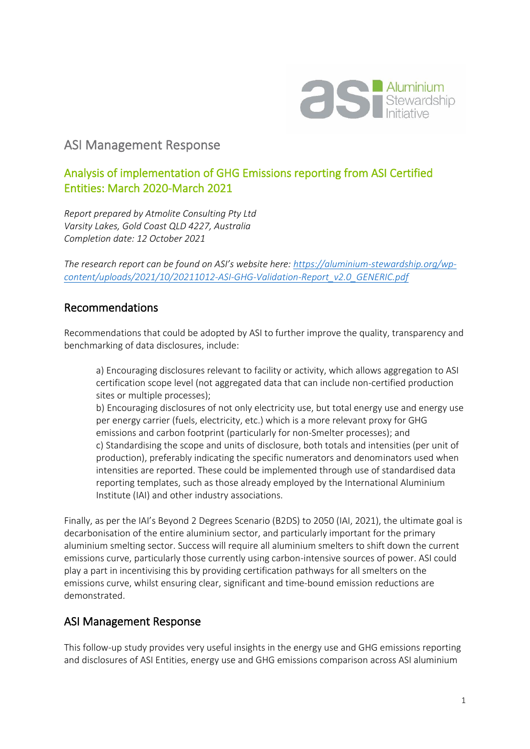# ASI Management Response

## Analysis of implementation of GHG Emissions reporting from ASI Certified Entities: March 2020-March 2021

*Report prepared by Atmolite Consulting Pty Ltd*
*Varsity Lakes, Gold Coast QLD 4227, Australia*
*Completion date: 12 October 2021*

*The research report can be found on ASI's website here: https://aluminium-stewardship.org/wp-content/uploads/2021/10/20211012-ASI-GHG-Validation-Report_v2.0_GENERIC.pdf*

## Recommendations

Recommendations that could be adopted by ASI to further improve the quality, transparency and benchmarking of data disclosures, include:

> a) Encouraging disclosures relevant to facility or activity, which allows aggregation to ASI certification scope level (not aggregated data that can include non-certified production sites or multiple processes);
> b) Encouraging disclosures of not only electricity use, but total energy use and energy use per energy carrier (fuels, electricity, etc.) which is a more relevant proxy for GHG emissions and carbon footprint (particularly for non-Smelter processes); and
> c) Standardising the scope and units of disclosure, both totals and intensities (per unit of production), preferably indicating the specific numerators and denominators used when intensities are reported. These could be implemented through use of standardised data reporting templates, such as those already employed by the International Aluminium Institute (IAI) and other industry associations.

Finally, as per the IAI's Beyond 2 Degrees Scenario (B2DS) to 2050 (IAI, 2021), the ultimate goal is decarbonisation of the entire aluminium sector, and particularly important for the primary aluminium smelting sector. Success will require all aluminium smelters to shift down the current emissions curve, particularly those currently using carbon-intensive sources of power. ASI could play a part in incentivising this by providing certification pathways for all smelters on the emissions curve, whilst ensuring clear, significant and time-bound emission reductions are demonstrated.

## ASI Management Response

This follow-up study provides very useful insights in the energy use and GHG emissions reporting and disclosures of ASI Entities, energy use and GHG emissions comparison across ASI aluminium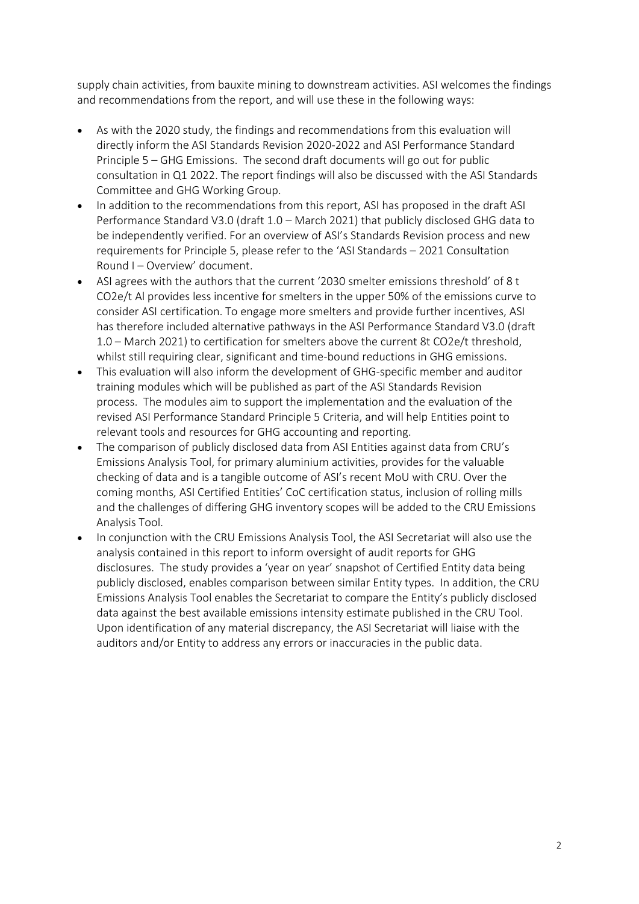supply chain activities, from bauxite mining to downstream activities. ASI welcomes the findings and recommendations from the report, and will use these in the following ways:

- As with the 2020 study, the findings and recommendations from this evaluation will directly inform the ASI Standards Revision 2020-2022 and ASI Performance Standard Principle 5 – GHG Emissions. The second draft documents will go out for public consultation in Q1 2022. The report findings will also be discussed with the ASI Standards Committee and GHG Working Group.
- In addition to the recommendations from this report, ASI has proposed in the draft ASI Performance Standard V3.0 (draft 1.0 – March 2021) that publicly disclosed GHG data to be independently verified. For an overview of ASI's Standards Revision process and new requirements for Principle 5, please refer to the 'ASI Standards – 2021 Consultation Round I – Overview' document.
- ASI agrees with the authors that the current '2030 smelter emissions threshold' of 8 t $CO_2e$/t Al provides less incentive for smelters in the upper 50% of the emissions curve to consider ASI certification. To engage more smelters and provide further incentives, ASI has therefore included alternative pathways in the ASI Performance Standard V3.0 (draft 1.0 – March 2021) to certification for smelters above the current 8t $CO_2e$/t threshold, whilst still requiring clear, significant and time-bound reductions in GHG emissions.
- This evaluation will also inform the development of GHG-specific member and auditor training modules which will be published as part of the ASI Standards Revision process. The modules aim to support the implementation and the evaluation of the revised ASI Performance Standard Principle 5 Criteria, and will help Entities point to relevant tools and resources for GHG accounting and reporting.
- The comparison of publicly disclosed data from ASI Entities against data from CRU's Emissions Analysis Tool, for primary aluminium activities, provides for the valuable checking of data and is a tangible outcome of ASI's recent MoU with CRU. Over the coming months, ASI Certified Entities' CoC certification status, inclusion of rolling mills and the challenges of differing GHG inventory scopes will be added to the CRU Emissions Analysis Tool.
- In conjunction with the CRU Emissions Analysis Tool, the ASI Secretariat will also use the analysis contained in this report to inform oversight of audit reports for GHG disclosures. The study provides a 'year on year' snapshot of Certified Entity data being publicly disclosed, enables comparison between similar Entity types. In addition, the CRU Emissions Analysis Tool enables the Secretariat to compare the Entity's publicly disclosed data against the best available emissions intensity estimate published in the CRU Tool. Upon identification of any material discrepancy, the ASI Secretariat will liaise with the auditors and/or Entity to address any errors or inaccuracies in the public data.